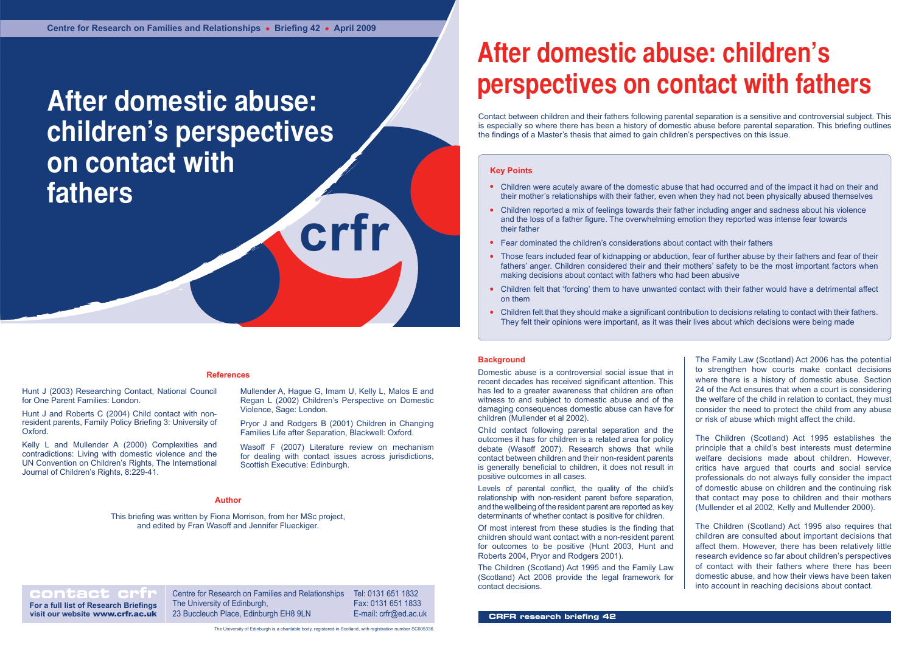Centre for Research on Families and Relationships • Briefing 42 • April 2009

# After domestic abuse: children's perspectives on contact with fathers

crfr

## References

Hunt J (2003) Researching Contact, National Council for One Parent Families: London.

Hunt J and Roberts C (2004) Child contact with non-resident parents, Family Policy Briefing 3: University of Oxford.

Kelly L and Mullender A (2000) Complexities and contradictions: Living with domestic violence and the UN Convention on Children's Rights, The International Journal of Children's Rights, 8:229-41.

Mullender A, Hague G, Imam U, Kelly L, Malos E and Regan L (2002) Children's Perspective on Domestic Violence, Sage: London.

Pryor J and Rodgers B (2001) Children in Changing Families Life after Separation, Blackwell: Oxford.

Wasoff F (2007) Literature review on mechanism for dealing with contact issues across jurisdictions, Scottish Executive: Edinburgh.

## Author

This briefing was written by Fiona Morrison, from her MSc project, and edited by Fran Wasoff and Jennifer Flueckiger.

**contact crfr**
**For a full list of Research Briefings visit our website www.crfr.ac.uk**

Centre for Research on Families and Relationships
The University of Edinburgh,
23 Buccleuch Place, Edinburgh EH8 9LN

Tel: 0131 651 1832
Fax: 0131 651 1833
E-mail: crfr@ed.ac.uk

The University of Edinburgh is a charitable body, registered in Scotland, with registration number SC005336.

# After domestic abuse: children's perspectives on contact with fathers

Contact between children and their fathers following parental separation is a sensitive and controversial subject. This is especially so where there has been a history of domestic abuse before parental separation. This briefing outlines the findings of a Master's thesis that aimed to gain children's perspectives on this issue.

### Key Points

- Children were acutely aware of the domestic abuse that had occurred and of the impact it had on their and their mother's relationships with their father, even when they had not been physically abused themselves
- Children reported a mix of feelings towards their father including anger and sadness about his violence and the loss of a father figure. The overwhelming emotion they reported was intense fear towards their father
- Fear dominated the children's considerations about contact with their fathers
- Those fears included fear of kidnapping or abduction, fear of further abuse by their fathers and fear of their fathers' anger. Children considered their and their mothers' safety to be the most important factors when making decisions about contact with fathers who had been abusive
- Children felt that 'forcing' them to have unwanted contact with their father would have a detrimental affect on them
- Children felt that they should make a significant contribution to decisions relating to contact with their fathers. They felt their opinions were important, as it was their lives about which decisions were being made

### Background

Domestic abuse is a controversial social issue that in recent decades has received significant attention. This has led to a greater awareness that children are often witness to and subject to domestic abuse and of the damaging consequences domestic abuse can have for children (Mullender et al 2002).

Child contact following parental separation and the outcomes it has for children is a related area for policy debate (Wasoff 2007). Research shows that while contact between children and their non-resident parents is generally beneficial to children, it does not result in positive outcomes in all cases.

Levels of parental conflict, the quality of the child's relationship with non-resident parent before separation, and the wellbeing of the resident parent are reported as key determinants of whether contact is positive for children.

Of most interest from these studies is the finding that children should want contact with a non-resident parent for outcomes to be positive (Hunt 2003, Hunt and Roberts 2004, Pryor and Rodgers 2001).

The Children (Scotland) Act 1995 and the Family Law (Scotland) Act 2006 provide the legal framework for contact decisions.

The Family Law (Scotland) Act 2006 has the potential to strengthen how courts make contact decisions where there is a history of domestic abuse. Section 24 of the Act ensures that when a court is considering the welfare of the child in relation to contact, they must consider the need to protect the child from any abuse or risk of abuse which might affect the child.

The Children (Scotland) Act 1995 establishes the principle that a child's best interests must determine welfare decisions made about children. However, critics have argued that courts and social service professionals do not always fully consider the impact of domestic abuse on children and the continuing risk that contact may pose to children and their mothers (Mullender et al 2002, Kelly and Mullender 2000).

The Children (Scotland) Act 1995 also requires that children are consulted about important decisions that affect them. However, there has been relatively little research evidence so far about children's perspectives of contact with their fathers where there has been domestic abuse, and how their views have been taken into account in reaching decisions about contact.

CRFR research briefing 42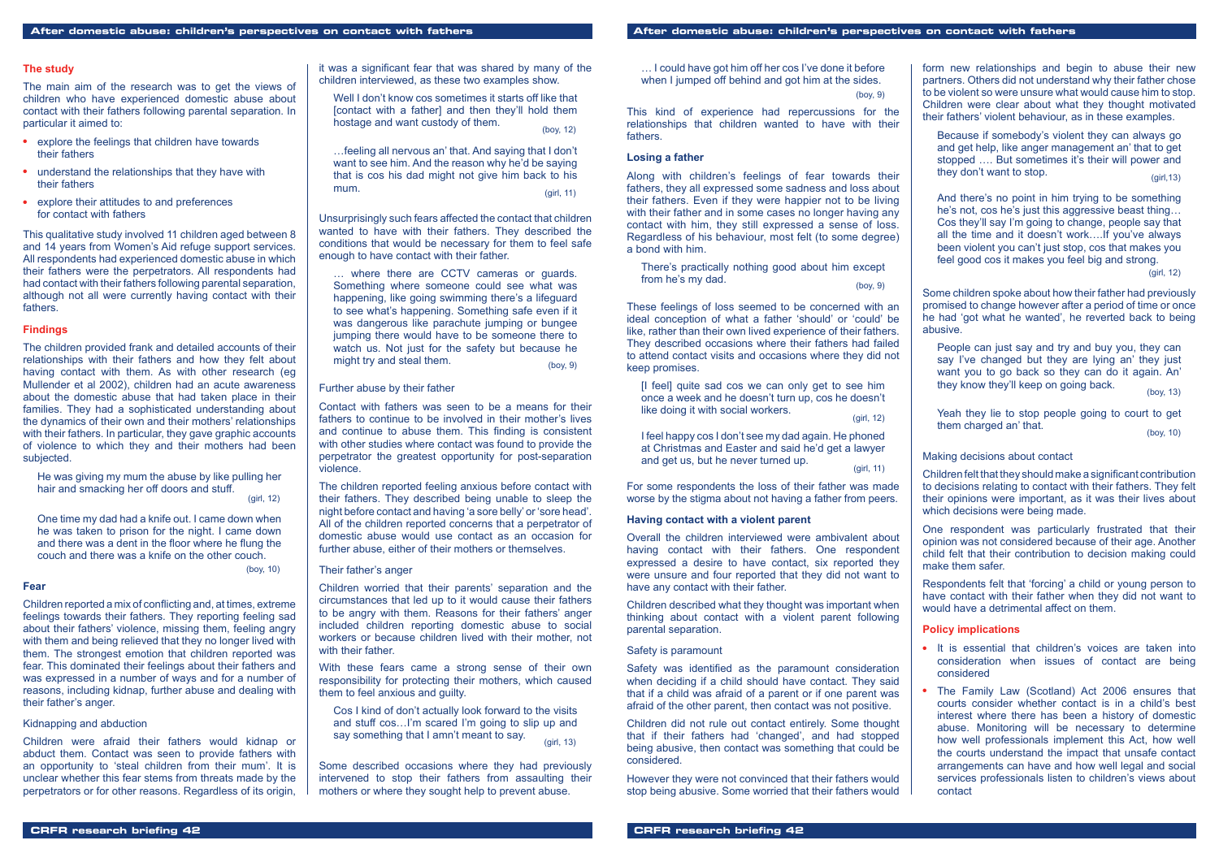## The study

The main aim of the research was to get the views of children who have experienced domestic abuse about contact with their fathers following parental separation. In particular it aimed to:

- explore the feelings that children have towards their fathers
- understand the relationships that they have with their fathers
- explore their attitudes to and preferences for contact with fathers

This qualitative study involved 11 children aged between 8 and 14 years from Women's Aid refuge support services. All respondents had experienced domestic abuse in which their fathers were the perpetrators. All respondents had had contact with their fathers following parental separation, although not all were currently having contact with their fathers.

## Findings

The children provided frank and detailed accounts of their relationships with their fathers and how they felt about having contact with them. As with other research (eg Mullender et al 2002), children had an acute awareness about the domestic abuse that had taken place in their families. They had a sophisticated understanding about the dynamics of their own and their mothers' relationships with their fathers. In particular, they gave graphic accounts of violence to which they and their mothers had been subjected.

> He was giving my mum the abuse by like pulling her hair and smacking her off doors and stuff.
> (girl, 12)

> One time my dad had a knife out. I came down when he was taken to prison for the night. I came down and there was a dent in the floor where he flung the couch and there was a knife on the other couch.
> (boy, 10)

### Fear

Children reported a mix of conflicting and, at times, extreme feelings towards their fathers. They reporting feeling sad about their fathers' violence, missing them, feeling angry with them and being relieved that they no longer lived with them. The strongest emotion that children reported was fear. This dominated their feelings about their fathers and was expressed in a number of ways and for a number of reasons, including kidnap, further abuse and dealing with their father's anger.

#### Kidnapping and abduction

Children were afraid their fathers would kidnap or abduct them. Contact was seen to provide fathers with an opportunity to 'steal children from their mum'. It is unclear whether this fear stems from threats made by the perpetrators or for other reasons. Regardless of its origin, it was a significant fear that was shared by many of the children interviewed, as these two examples show.

> Well I don't know cos sometimes it starts off like that [contact with a father] and then they'll hold them hostage and want custody of them.
> (boy, 12)

> …feeling all nervous an' that. And saying that I don't want to see him. And the reason why he'd be saying that is cos his dad might not give him back to his mum.
> (girl, 11)

Unsurprisingly such fears affected the contact that children wanted to have with their fathers. They described the conditions that would be necessary for them to feel safe enough to have contact with their father.

> … where there are CCTV cameras or guards. Something where someone could see what was happening, like going swimming there's a lifeguard to see what's happening. Something safe even if it was dangerous like parachute jumping or bungee jumping there would have to be someone there to watch us. Not just for the safety but because he might try and steal them.
> (boy, 9)

#### Further abuse by their father

Contact with fathers was seen to be a means for their fathers to continue to be involved in their mother's lives and continue to abuse them. This finding is consistent with other studies where contact was found to provide the perpetrator the greatest opportunity for post-separation violence.

The children reported feeling anxious before contact with their fathers. They described being unable to sleep the night before contact and having 'a sore belly' or 'sore head'. All of the children reported concerns that a perpetrator of domestic abuse would use contact as an occasion for further abuse, either of their mothers or themselves.

#### Their father's anger

Children worried that their parents' separation and the circumstances that led up to it would cause their fathers to be angry with them. Reasons for their fathers' anger included children reporting domestic abuse to social workers or because children lived with their mother, not with their father.

With these fears came a strong sense of their own responsibility for protecting their mothers, which caused them to feel anxious and guilty.

> Cos I kind of don't actually look forward to the visits and stuff cos…I'm scared I'm going to slip up and say something that I amn't meant to say.
> (girl, 13)

Some described occasions where they had previously intervened to stop their fathers from assaulting their mothers or where they sought help to prevent abuse.

> … I could have got him off her cos I've done it before when I jumped off behind and got him at the sides.
> (boy, 9)

This kind of experience had repercussions for the relationships that children wanted to have with their fathers.

### Losing a father

Along with children's feelings of fear towards their fathers, they all expressed some sadness and loss about their fathers. Even if they were happier not to be living with their father and in some cases no longer having any contact with him, they still expressed a sense of loss. Regardless of his behaviour, most felt (to some degree) a bond with him.

> There's practically nothing good about him except from he's my dad.
> (boy, 9)

These feelings of loss seemed to be concerned with an ideal conception of what a father 'should' or 'could' be like, rather than their own lived experience of their fathers. They described occasions where their fathers had failed to attend contact visits and occasions where they did not keep promises.

> [I feel] quite sad cos we can only get to see him once a week and he doesn't turn up, cos he doesn't like doing it with social workers.
> (girl, 12)

> I feel happy cos I don't see my dad again. He phoned at Christmas and Easter and said he'd get a lawyer and get us, but he never turned up.
> (girl, 11)

For some respondents the loss of their father was made worse by the stigma about not having a father from peers.

### Having contact with a violent parent

Overall the children interviewed were ambivalent about having contact with their fathers. One respondent expressed a desire to have contact, six reported they were unsure and four reported that they did not want to have any contact with their father.

Children described what they thought was important when thinking about contact with a violent parent following parental separation.

#### Safety is paramount

Safety was identified as the paramount consideration when deciding if a child should have contact. They said that if a child was afraid of a parent or if one parent was afraid of the other parent, then contact was not positive.

Children did not rule out contact entirely. Some thought that if their fathers had 'changed', and had stopped being abusive, then contact was something that could be considered.

However they were not convinced that their fathers would stop being abusive. Some worried that their fathers would form new relationships and begin to abuse their new partners. Others did not understand why their father chose to be violent so were unsure what would cause him to stop. Children were clear about what they thought motivated their fathers' violent behaviour, as in these examples.

> Because if somebody's violent they can always go and get help, like anger management an' that to get stopped …. But sometimes it's their will power and they don't want to stop.
> (girl,13)

> And there's no point in him trying to be something he's not, cos he's just this aggressive beast thing… Cos they'll say I'm going to change, people say that all the time and it doesn't work….If you've always been violent you can't just stop, cos that makes you feel good cos it makes you feel big and strong.
> (girl, 12)

Some children spoke about how their father had previously promised to change however after a period of time or once he had 'got what he wanted', he reverted back to being abusive.

> People can just say and try and buy you, they can say I've changed but they are lying an' they just want you to go back so they can do it again. An' they know they'll keep on going back.
> (boy, 13)

> Yeah they lie to stop people going to court to get them charged an' that.
> (boy, 10)

#### Making decisions about contact

Children felt that they should make a significant contribution to decisions relating to contact with their fathers. They felt their opinions were important, as it was their lives about which decisions were being made.

One respondent was particularly frustrated that their opinion was not considered because of their age. Another child felt that their contribution to decision making could make them safer.

Respondents felt that 'forcing' a child or young person to have contact with their father when they did not want to would have a detrimental affect on them.

## Policy implications

- It is essential that children's voices are taken into consideration when issues of contact are being considered
- The Family Law (Scotland) Act 2006 ensures that courts consider whether contact is in a child's best interest where there has been a history of domestic abuse. Monitoring will be necessary to determine how well professionals implement this Act, how well the courts understand the impact that unsafe contact arrangements can have and how well legal and social services professionals listen to children's views about contact